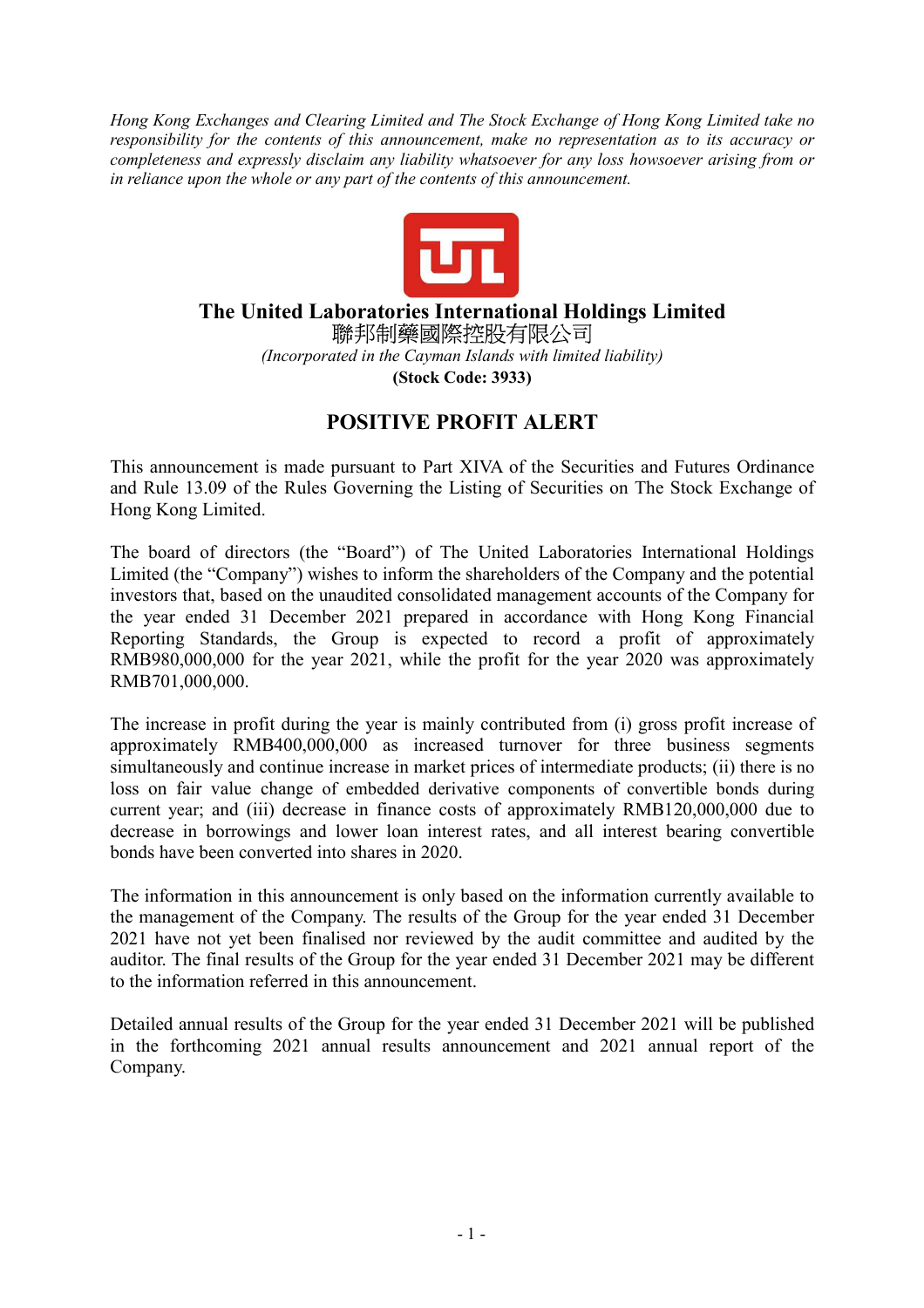*Hong Kong Exchanges and Clearing Limited and The Stock Exchange of Hong Kong Limited take no responsibility for the contents of this announcement, make no representation as to its accuracy or completeness and expressly disclaim any liability whatsoever for any loss howsoever arising from or in reliance upon the whole or any part of the contents of this announcement.*

**The United Laboratories International Holdings Limited**

聯邦制藥國際控股有限公司

*(Incorporated in the Cayman Islands with limited liability)*

**(Stock Code: 3933)**

# POSITIVE PROFIT ALERT

This announcement is made pursuant to Part XIVA of the Securities and Futures Ordinance and Rule 13.09 of the Rules Governing the Listing of Securities on The Stock Exchange of Hong Kong Limited.

The board of directors (the "Board") of The United Laboratories International Holdings Limited (the "Company") wishes to inform the shareholders of the Company and the potential investors that, based on the unaudited consolidated management accounts of the Company for the year ended 31 December 2021 prepared in accordance with Hong Kong Financial Reporting Standards, the Group is expected to record a profit of approximately RMB980,000,000 for the year 2021, while the profit for the year 2020 was approximately RMB701,000,000.

The increase in profit during the year is mainly contributed from (i) gross profit increase of approximately RMB400,000,000 as increased turnover for three business segments simultaneously and continue increase in market prices of intermediate products; (ii) there is no loss on fair value change of embedded derivative components of convertible bonds during current year; and (iii) decrease in finance costs of approximately RMB120,000,000 due to decrease in borrowings and lower loan interest rates, and all interest bearing convertible bonds have been converted into shares in 2020.

The information in this announcement is only based on the information currently available to the management of the Company. The results of the Group for the year ended 31 December 2021 have not yet been finalised nor reviewed by the audit committee and audited by the auditor. The final results of the Group for the year ended 31 December 2021 may be different to the information referred in this announcement.

Detailed annual results of the Group for the year ended 31 December 2021 will be published in the forthcoming 2021 annual results announcement and 2021 annual report of the Company.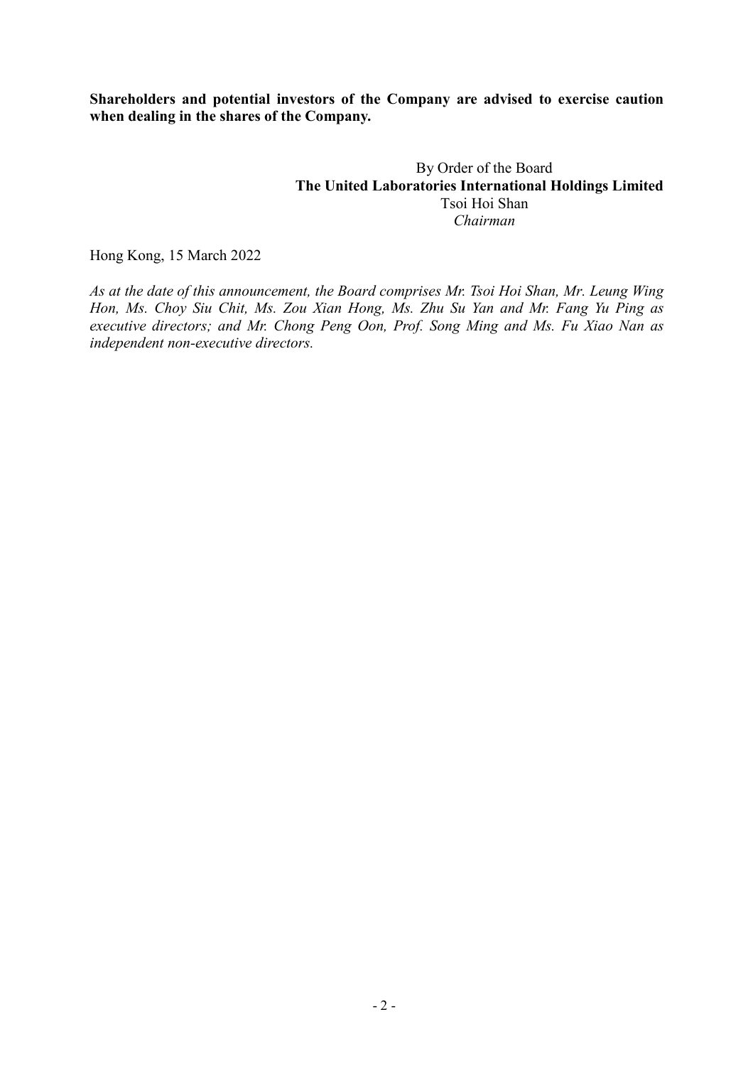**Shareholders and potential investors of the Company are advised to exercise caution when dealing in the shares of the Company.**

By Order of the Board
**The United Laboratories International Holdings Limited**
Tsoi Hoi Shan
*Chairman*

Hong Kong, 15 March 2022

*As at the date of this announcement, the Board comprises Mr. Tsoi Hoi Shan, Mr. Leung Wing Hon, Ms. Choy Siu Chit, Ms. Zou Xian Hong, Ms. Zhu Su Yan and Mr. Fang Yu Ping as executive directors; and Mr. Chong Peng Oon, Prof. Song Ming and Ms. Fu Xiao Nan as independent non-executive directors.*